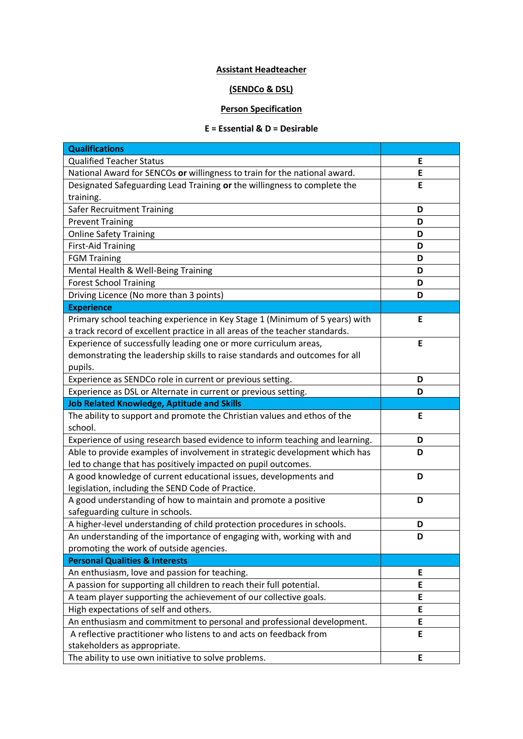**Assistant Headteacher**

**(SENDCo & DSL)**

**Person Specification**

**E = Essential & D = Desirable**

| **Qualifications** | |
|---|---|
| Qualified Teacher Status | E |
| National Award for SENCOs **or** willingness to train for the national award. | E |
| Designated Safeguarding Lead Training **or** the willingness to complete the training. | E |
| Safer Recruitment Training | D |
| Prevent Training | D |
| Online Safety Training | D |
| First-Aid Training | D |
| FGM Training | D |
| Mental Health & Well-Being Training | D |
| Forest School Training | D |
| Driving Licence (No more than 3 points) | D |
| **Experience** | |
| Primary school teaching experience in Key Stage 1 (Minimum of 5 years) with a track record of excellent practice in all areas of the teacher standards. | E |
| Experience of successfully leading one or more curriculum areas, demonstrating the leadership skills to raise standards and outcomes for all pupils. | E |
| Experience as SENDCo role in current or previous setting. | D |
| Experience as DSL or Alternate in current or previous setting. | D |
| **Job Related Knowledge, Aptitude and Skills** | |
| The ability to support and promote the Christian values and ethos of the school. | E |
| Experience of using research based evidence to inform teaching and learning. | D |
| Able to provide examples of involvement in strategic development which has led to change that has positively impacted on pupil outcomes. | D |
| A good knowledge of current educational issues, developments and legislation, including the SEND Code of Practice. | D |
| A good understanding of how to maintain and promote a positive safeguarding culture in schools. | D |
| A higher-level understanding of child protection procedures in schools. | D |
| An understanding of the importance of engaging with, working with and promoting the work of outside agencies. | D |
| **Personal Qualities & Interests** | |
| An enthusiasm, love and passion for teaching. | E |
| A passion for supporting all children to reach their full potential. | E |
| A team player supporting the achievement of our collective goals. | E |
| High expectations of self and others. | E |
| An enthusiasm and commitment to personal and professional development. | E |
| A reflective practitioner who listens to and acts on feedback from stakeholders as appropriate. | E |
| The ability to use own initiative to solve problems. | E |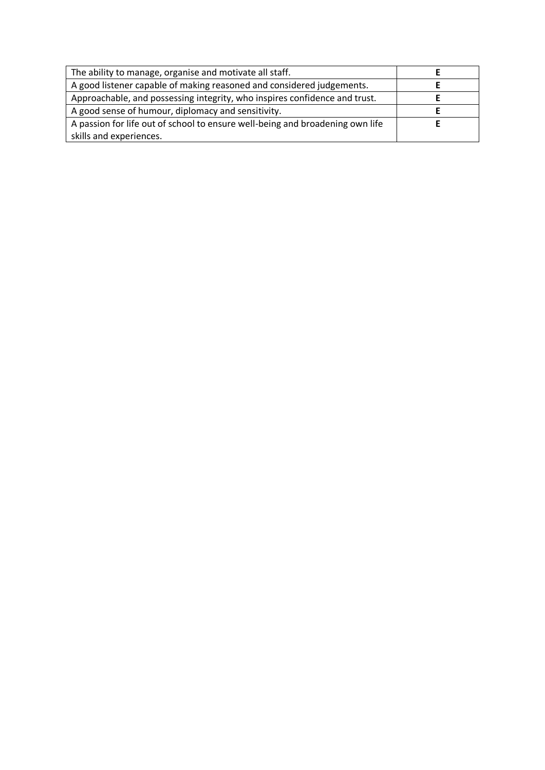| | |
|---|---|
| The ability to manage, organise and motivate all staff. | **E** |
| A good listener capable of making reasoned and considered judgements. | **E** |
| Approachable, and possessing integrity, who inspires confidence and trust. | **E** |
| A good sense of humour, diplomacy and sensitivity. | **E** |
| A passion for life out of school to ensure well-being and broadening own life skills and experiences. | **E** |